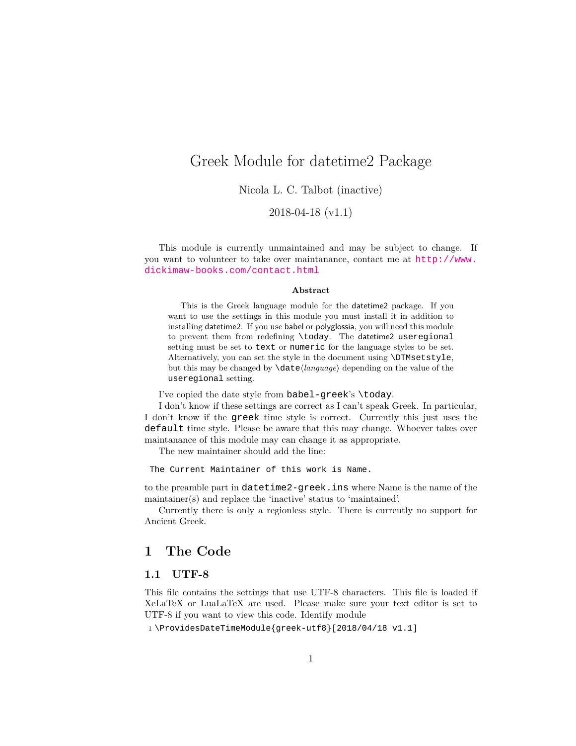# Greek Module for datetime2 Package

Nicola L. C. Talbot (inactive)

2018-04-18 (v1.1)

This module is currently unmaintained and may be subject to change. If you want to volunteer to take over maintanance, contact me at http://www.dickimaw-books.com/contact.html

**Abstract**

This is the Greek language module for the datetime2 package. If you want to use the settings in this module you must install it in addition to installing datetime2. If you use babel or polyglossia, you will need this module to prevent them from redefining `\today`. The datetime2 `useregional` setting must be set to `text` or `numeric` for the language styles to be set. Alternatively, you can set the style in the document using `\DTMsetstyle`, but this may be changed by `\date`⟨*language*⟩ depending on the value of the `useregional` setting.

I've copied the date style from `babel-greek`'s `\today`.

I don't know if these settings are correct as I can't speak Greek. In particular, I don't know if the `greek` time style is correct. Currently this just uses the `default` time style. Please be aware that this may change. Whoever takes over maintanance of this module may can change it as appropriate.

The new maintainer should add the line:

```
The Current Maintainer of this work is Name.
```

to the preamble part in `datetime2-greek.ins` where Name is the name of the maintainer(s) and replace the 'inactive' status to 'maintained'.

Currently there is only a regionless style. There is currently no support for Ancient Greek.

## 1 The Code

### 1.1 UTF-8

This file contains the settings that use UTF-8 characters. This file is loaded if XeLaTeX or LuaLaTeX are used. Please make sure your text editor is set to UTF-8 if you want to view this code. Identify module

```
1 \ProvidesDateTimeModule{greek-utf8}[2018/04/18 v1.1]
```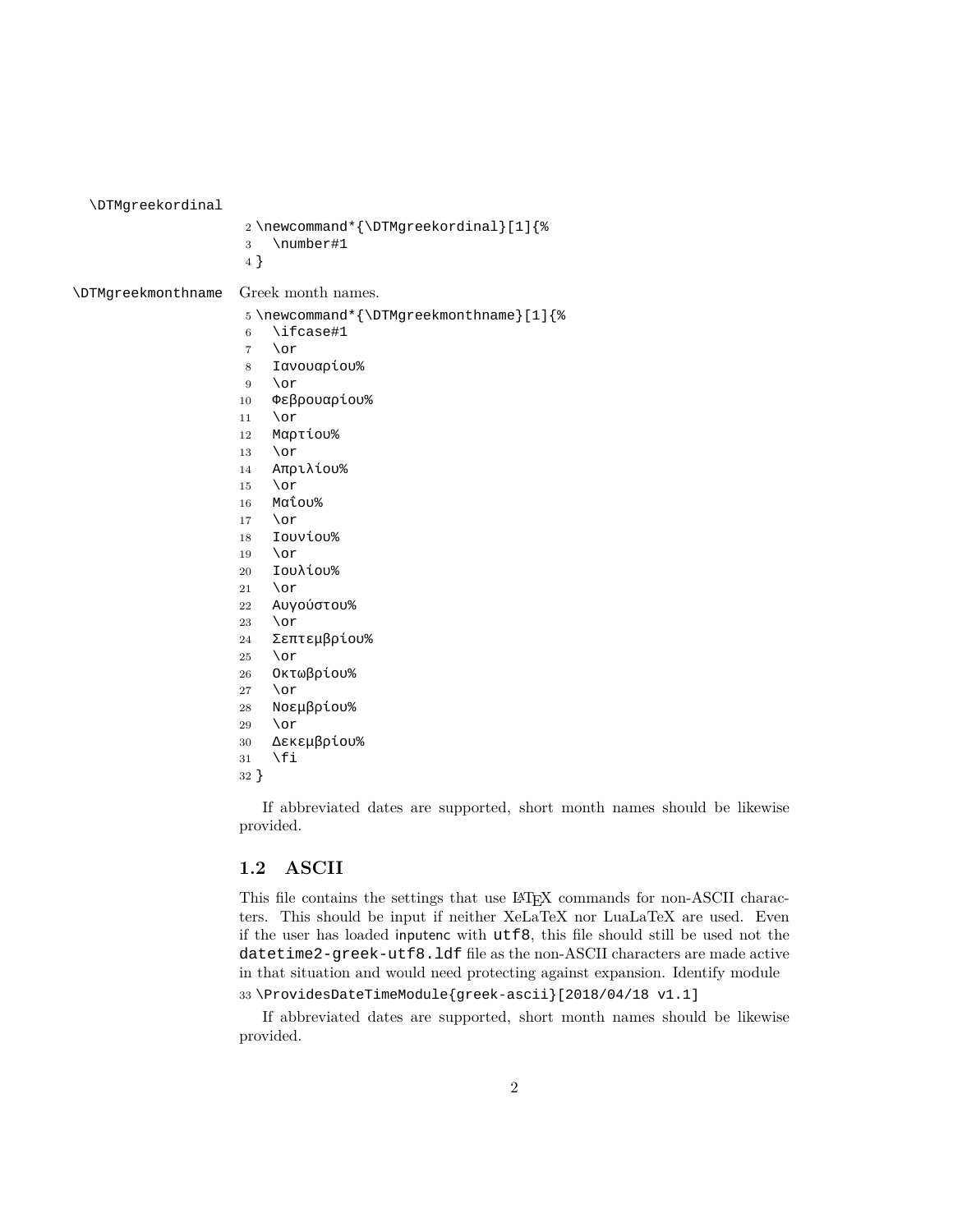\DTMgreekordinal

```
2 \newcommand*{\DTMgreekordinal}[1]{%
3   \number#1
4 }
```

\DTMgreekmonthname Greek month names.

```
5 \newcommand*{\DTMgreekmonthname}[1]{%
6   \ifcase#1
7   \or
8   Ιανουαρίου%
9   \or
10  Φεβρουαρίου%
11  \or
12  Μαρτίου%
13  \or
14  Απριλίου%
15  \or
16  Μαΐου%
17  \or
18  Ιουνίου%
19  \or
20  Ιουλίου%
21  \or
22  Αυγούστου%
23  \or
24  Σεπτεμβρίου%
25  \or
26  Οκτωβρίου%
27  \or
28  Νοεμβρίου%
29  \or
30  Δεκεμβρίου%
31  \fi
32 }
```

If abbreviated dates are supported, short month names should be likewise provided.

## 1.2 ASCII

This file contains the settings that use LaTeX commands for non-ASCII characters. This should be input if neither XeLaTeX nor LuaLaTeX are used. Even if the user has loaded inputenc with `utf8`, this file should still be used not the `datetime2-greek-utf8.ldf` file as the non-ASCII characters are made active in that situation and would need protecting against expansion. Identify module

```
33 \ProvidesDateTimeModule{greek-ascii}[2018/04/18 v1.1]
```

If abbreviated dates are supported, short month names should be likewise provided.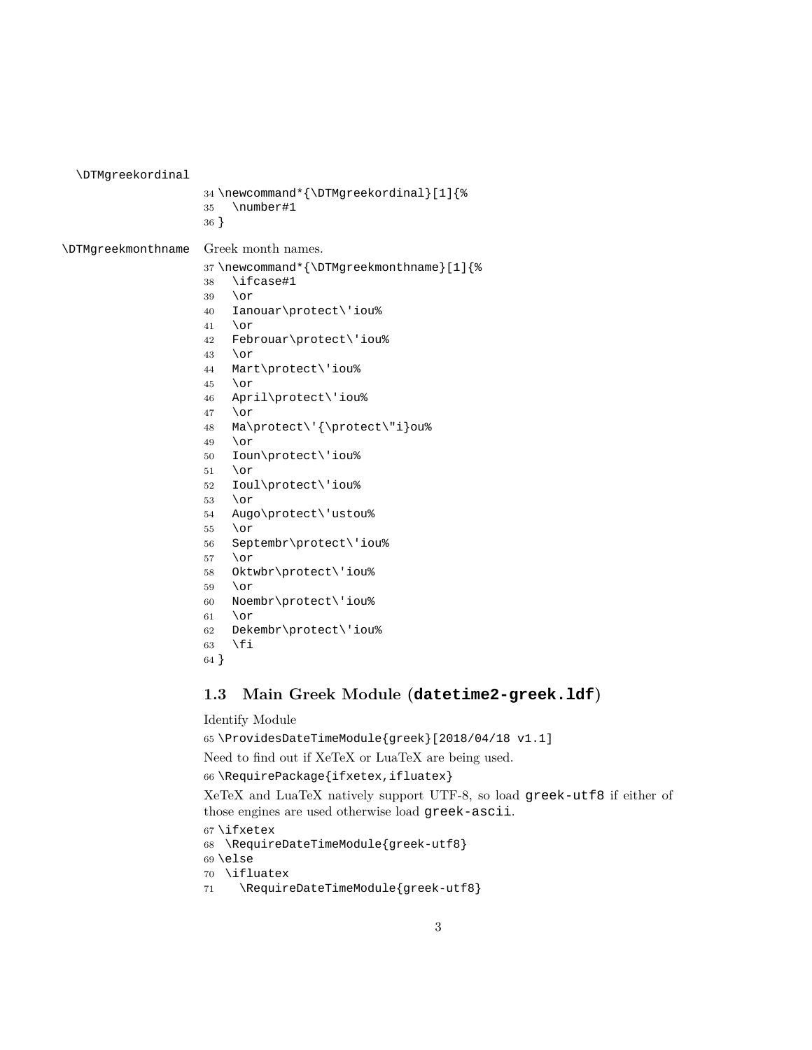\DTMgreekordinal

```
34 \newcommand*{\DTMgreekordinal}[1]{%
35   \number#1
36 }
```

\DTMgreekmonthname Greek month names.

```
37 \newcommand*{\DTMgreekmonthname}[1]{%
38   \ifcase#1
39   \or
40   Ianouar\protect\'iou%
41   \or
42   Febrouar\protect\'iou%
43   \or
44   Mart\protect\'iou%
45   \or
46   April\protect\'iou%
47   \or
48   Ma\protect\'{\protect\"i}ou%
49   \or
50   Ioun\protect\'iou%
51   \or
52   Ioul\protect\'iou%
53   \or
54   Augo\protect\'ustou%
55   \or
56   Septembr\protect\'iou%
57   \or
58   Oktwbr\protect\'iou%
59   \or
60   Noembr\protect\'iou%
61   \or
62   Dekembr\protect\'iou%
63   \fi
64 }
```

### 1.3 Main Greek Module (datetime2-greek.ldf)

Identify Module

```
65 \ProvidesDateTimeModule{greek}[2018/04/18 v1.1]
```

Need to find out if XeTeX or LuaTeX are being used.

```
66 \RequirePackage{ifxetex,ifluatex}
```

XeTeX and LuaTeX natively support UTF-8, so load greek-utf8 if either of those engines are used otherwise load greek-ascii.

```
67 \ifxetex
68  \RequireDateTimeModule{greek-utf8}
69 \else
70  \ifluatex
71    \RequireDateTimeModule{greek-utf8}
```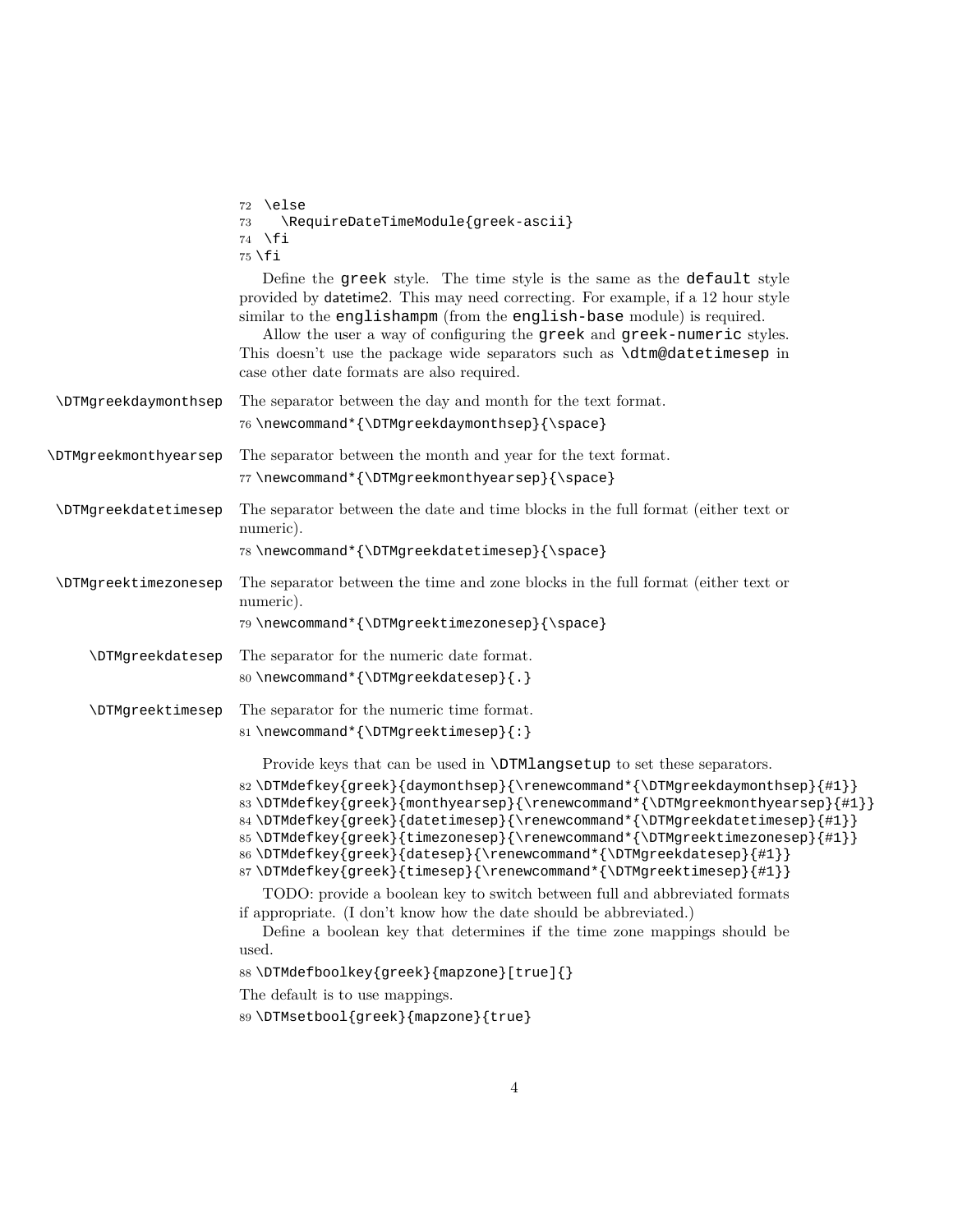```
72  \else
73    \RequireDateTimeModule{greek-ascii}
74  \fi
75 \fi
```

Define the `greek` style. The time style is the same as the `default` style provided by datetime2. This may need correcting. For example, if a 12 hour style similar to the `englishampm` (from the `english-base` module) is required.

Allow the user a way of configuring the `greek` and `greek-numeric` styles. This doesn't use the package wide separators such as `\dtm@datetimesep` in case other date formats are also required.

`\DTMgreekdaymonthsep` The separator between the day and month for the text format.

```
76 \newcommand*{\DTMgreekdaymonthsep}{\space}
```

`\DTMgreekmonthyearsep` The separator between the month and year for the text format.

```
77 \newcommand*{\DTMgreekmonthyearsep}{\space}
```

`\DTMgreekdatetimesep` The separator between the date and time blocks in the full format (either text or numeric).

```
78 \newcommand*{\DTMgreekdatetimesep}{\space}
```

`\DTMgreektimezonesep` The separator between the time and zone blocks in the full format (either text or numeric).

```
79 \newcommand*{\DTMgreektimezonesep}{\space}
```

`\DTMgreekdatesep` The separator for the numeric date format.

```
80 \newcommand*{\DTMgreekdatesep}{.}
```

`\DTMgreektimesep` The separator for the numeric time format.

```
81 \newcommand*{\DTMgreektimesep}{:}
```

Provide keys that can be used in `\DTMlangsetup` to set these separators.

```
82 \DTMdefkey{greek}{daymonthsep}{\renewcommand*{\DTMgreekdaymonthsep}{#1}}
83 \DTMdefkey{greek}{monthyearsep}{\renewcommand*{\DTMgreekmonthyearsep}{#1}}
84 \DTMdefkey{greek}{datetimesep}{\renewcommand*{\DTMgreekdatetimesep}{#1}}
85 \DTMdefkey{greek}{timezonesep}{\renewcommand*{\DTMgreektimezonesep}{#1}}
86 \DTMdefkey{greek}{datesep}{\renewcommand*{\DTMgreekdatesep}{#1}}
87 \DTMdefkey{greek}{timesep}{\renewcommand*{\DTMgreektimesep}{#1}}
```

TODO: provide a boolean key to switch between full and abbreviated formats if appropriate. (I don't know how the date should be abbreviated.)

Define a boolean key that determines if the time zone mappings should be used.

```
88 \DTMdefboolkey{greek}{mapzone}[true]{}
```

The default is to use mappings.

```
89 \DTMsetbool{greek}{mapzone}{true}
```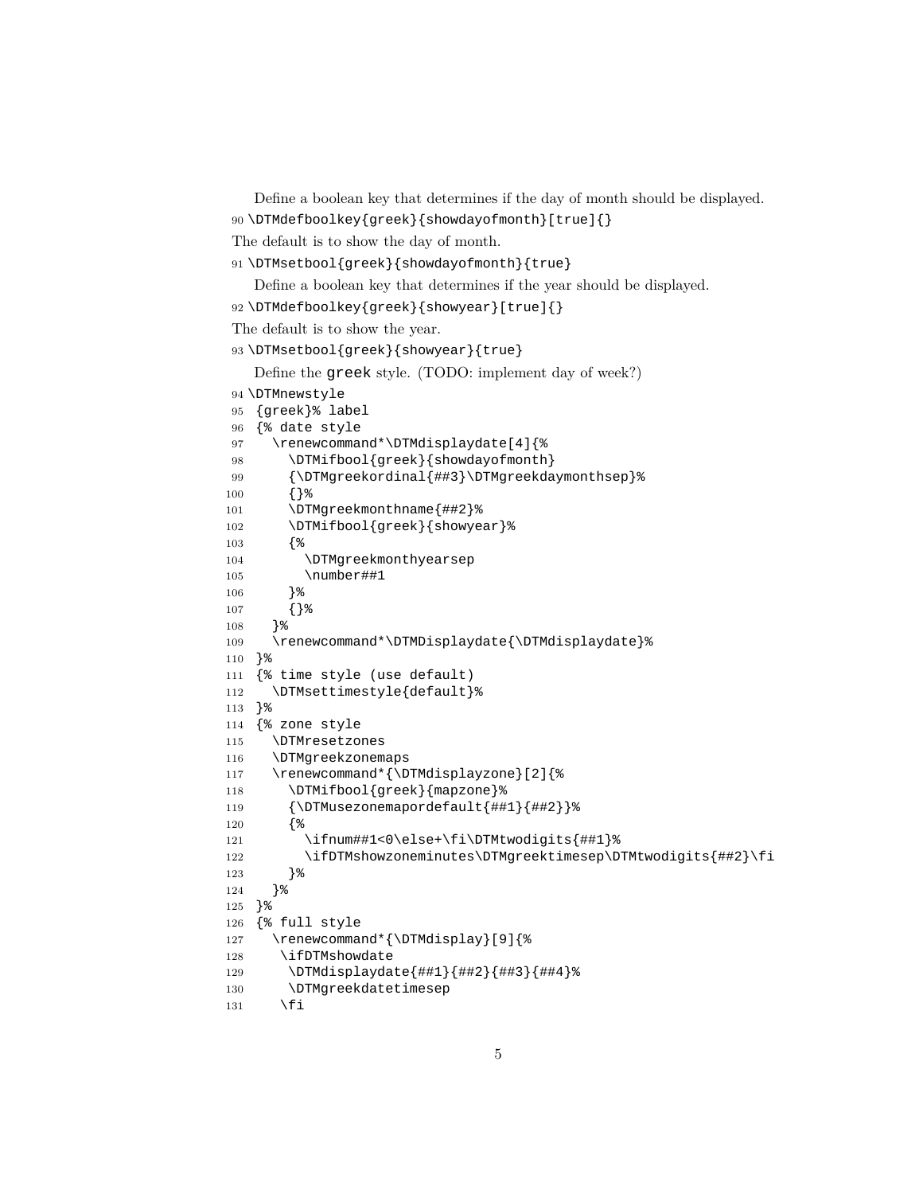Define a boolean key that determines if the day of month should be displayed.

```
90 \DTMdefboolkey{greek}{showdayofmonth}[true]{}
```

The default is to show the day of month.

```
91 \DTMsetbool{greek}{showdayofmonth}{true}
```

Define a boolean key that determines if the year should be displayed.

```
92 \DTMdefboolkey{greek}{showyear}[true]{}
```

The default is to show the year.

```
93 \DTMsetbool{greek}{showyear}{true}
```

Define the greek style. (TODO: implement day of week?)

```
94 \DTMnewstyle
95  {greek}% label
96  {% date style
97    \renewcommand*\DTMdisplaydate[4]{%
98      \DTMifbool{greek}{showdayofmonth}
99      {\DTMgreekordinal{##3}\DTMgreekdaymonthsep}%
100     {}%
101     \DTMgreekmonthname{##2}%
102     \DTMifbool{greek}{showyear}%
103     {%
104       \DTMgreekmonthyearsep
105       \number##1
106     }%
107     {}%
108   }%
109   \renewcommand*\DTMDisplaydate{\DTMdisplaydate}%
110  }%
111  {% time style (use default)
112    \DTMsettimestyle{default}%
113  }%
114  {% zone style
115    \DTMresetzones
116    \DTMgreekzonemaps
117    \renewcommand*{\DTMdisplayzone}[2]{%
118      \DTMifbool{greek}{mapzone}%
119      {\DTMusezonemapordefault{##1}{##2}}%
120      {%
121        \ifnum##1<0\else+\fi\DTMtwodigits{##1}%
122        \ifDTMshowzoneminutes\DTMgreektimesep\DTMtwodigits{##2}\fi
123      }%
124    }%
125  }%
126  {% full style
127    \renewcommand*{\DTMdisplay}[9]{%
128     \ifDTMshowdate
129      \DTMdisplaydate{##1}{##2}{##3}{##4}%
130      \DTMgreekdatetimesep
131     \fi
```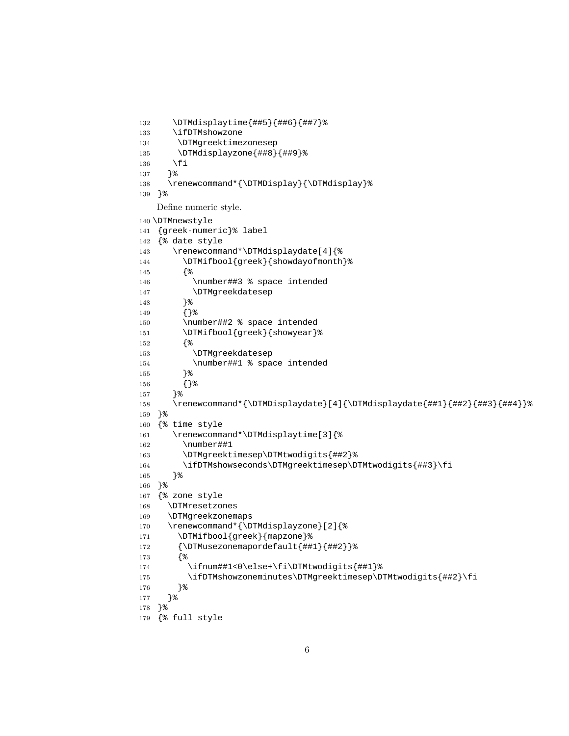```
132     \DTMdisplaytime{##5}{##6}{##7}%
133     \ifDTMshowzone
134      \DTMgreektimezonesep
135      \DTMdisplayzone{##8}{##9}%
136     \fi
137    }%
138    \renewcommand*{\DTMDisplay}{\DTMdisplay}%
139  }%
```

Define numeric style.

```
140 \DTMnewstyle
141  {greek-numeric}% label
142  {% date style
143     \renewcommand*\DTMdisplaydate[4]{%
144       \DTMifbool{greek}{showdayofmonth}%
145       {%
146         \number##3 % space intended
147         \DTMgreekdatesep
148       }%
149       {}%
150       \number##2 % space intended
151       \DTMifbool{greek}{showyear}%
152       {%
153         \DTMgreekdatesep
154         \number##1 % space intended
155       }%
156       {}%
157     }%
158     \renewcommand*{\DTMDisplaydate}[4]{\DTMdisplaydate{##1}{##2}{##3}{##4}}%
159  }%
160  {% time style
161     \renewcommand*\DTMdisplaytime[3]{%
162       \number##1
163       \DTMgreektimesep\DTMtwodigits{##2}%
164       \ifDTMshowseconds\DTMgreektimesep\DTMtwodigits{##3}\fi
165     }%
166  }%
167  {% zone style
168    \DTMresetzones
169    \DTMgreekzonemaps
170    \renewcommand*{\DTMdisplayzone}[2]{%
171      \DTMifbool{greek}{mapzone}%
172      {\DTMusezonemapordefault{##1}{##2}}%
173      {%
174        \ifnum##1<0\else+\fi\DTMtwodigits{##1}%
175        \ifDTMshowzoneminutes\DTMgreektimesep\DTMtwodigits{##2}\fi
176      }%
177    }%
178  }%
179  {% full style
```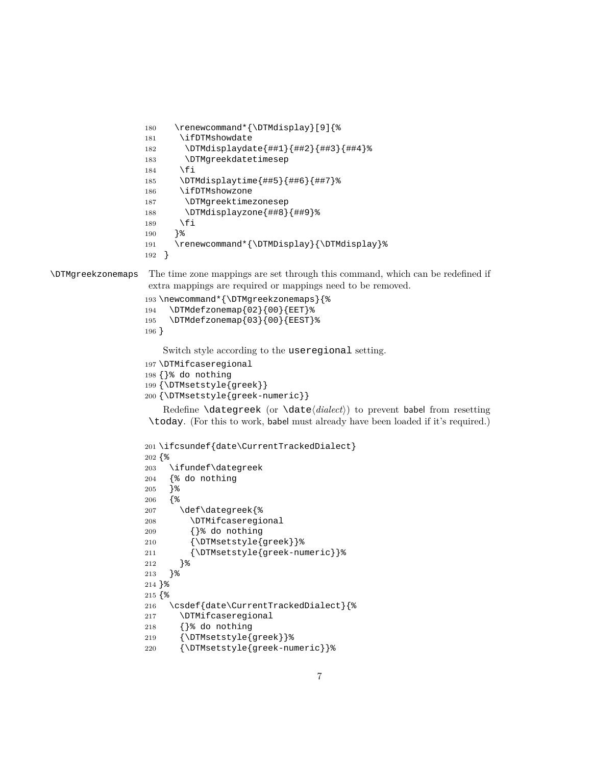```
180   \renewcommand*{\DTMdisplay}[9]{%
181     \ifDTMshowdate
182       \DTMdisplaydate{##1}{##2}{##3}{##4}%
183       \DTMgreekdatetimesep
184     \fi
185     \DTMdisplaytime{##5}{##6}{##7}%
186     \ifDTMshowzone
187       \DTMgreektimezonesep
188       \DTMdisplayzone{##8}{##9}%
189     \fi
190   }%
191   \renewcommand*{\DTMDisplay}{\DTMdisplay}%
192 }
```

`\DTMgreekzonemaps` The time zone mappings are set through this command, which can be redefined if extra mappings are required or mappings need to be removed.

```
193 \newcommand*{\DTMgreekzonemaps}{%
194   \DTMdefzonemap{02}{00}{EET}%
195   \DTMdefzonemap{03}{00}{EEST}%
196 }
```

Switch style according to the `useregional` setting.

```
197 \DTMifcaseregional
198 {}% do nothing
199 {\DTMsetstyle{greek}}
200 {\DTMsetstyle{greek-numeric}}
```

Redefine `\dategreek` (or `\date`⟨*dialect*⟩) to prevent babel from resetting `\today`. (For this to work, babel must already have been loaded if it's required.)

```
201 \ifcsundef{date\CurrentTrackedDialect}
202 {%
203   \ifundef\dategreek
204   {% do nothing
205   }%
206   {%
207     \def\dategreek{%
208       \DTMifcaseregional
209       {}% do nothing
210       {\DTMsetstyle{greek}}%
211       {\DTMsetstyle{greek-numeric}}%
212     }%
213   }%
214 }%
215 {%
216   \csdef{date\CurrentTrackedDialect}{%
217     \DTMifcaseregional
218     {}% do nothing
219     {\DTMsetstyle{greek}}%
220     {\DTMsetstyle{greek-numeric}}%
```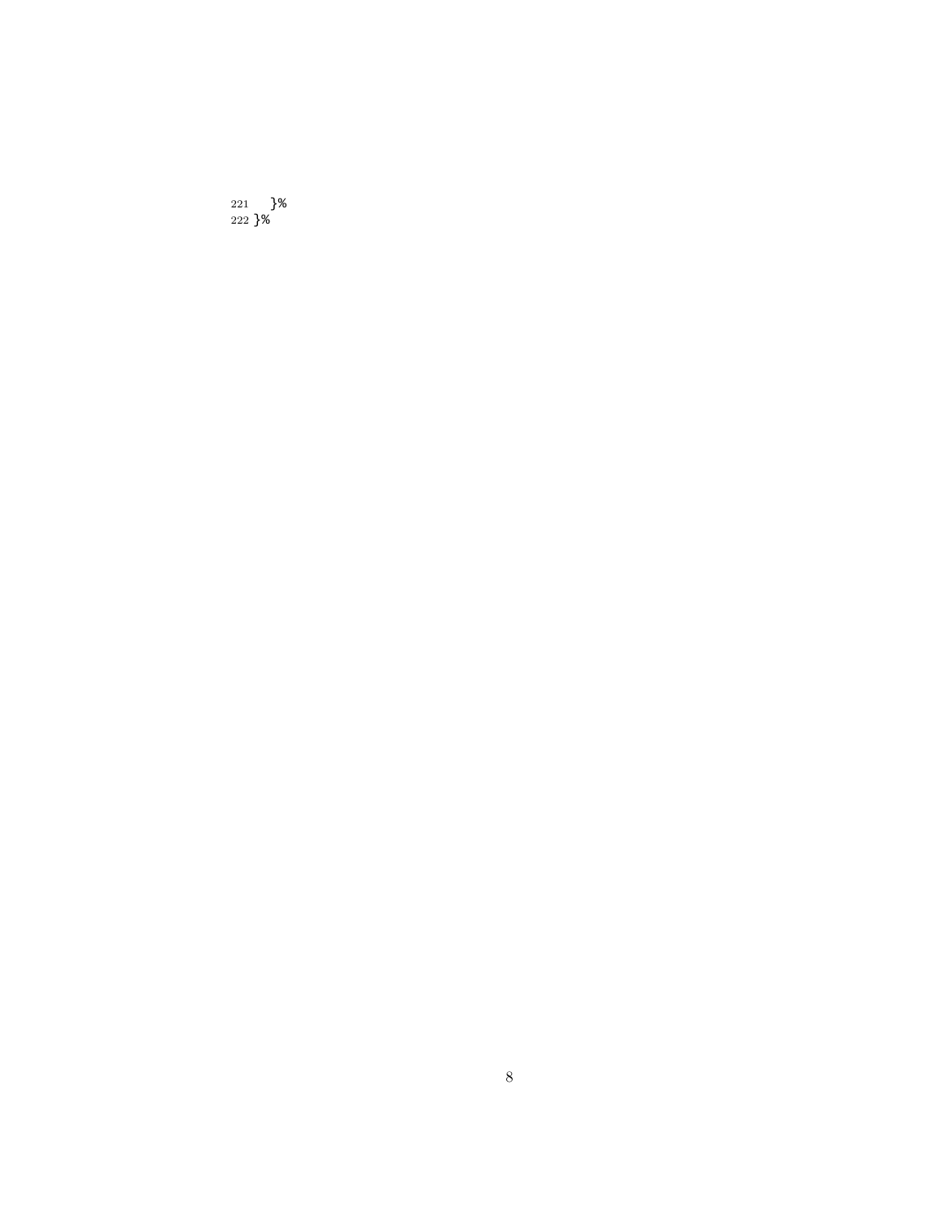```
221     }%
222 }%
```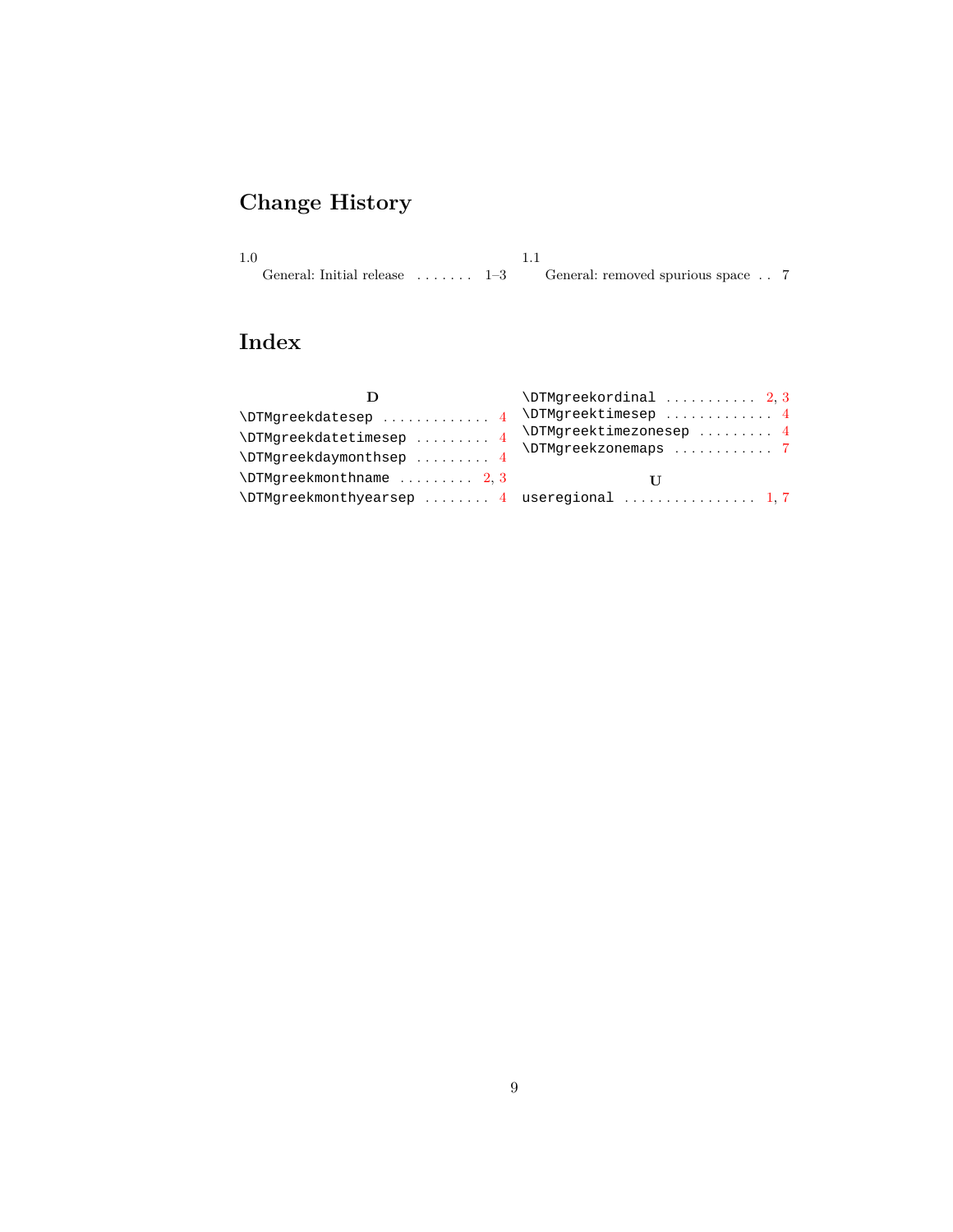# Change History

1.0

General: Initial release . . . . . . . 1–3

1.1

General: removed spurious space . . 7

# Index

**D**

\DTMgreekdatesep . . . . . . . . . . . . . 4
\DTMgreekdatetimesep . . . . . . . . . 4
\DTMgreekdaymonthsep . . . . . . . . . 4
\DTMgreekmonthname . . . . . . . . . 2, 3
\DTMgreekmonthyearsep . . . . . . . . 4
\DTMgreekordinal . . . . . . . . . . . 2, 3
\DTMgreektimesep . . . . . . . . . . . . . 4
\DTMgreektimezonesep . . . . . . . . . 4
\DTMgreekzonemaps . . . . . . . . . . . . 7

**U**

useregional . . . . . . . . . . . . . . . . 1, 7